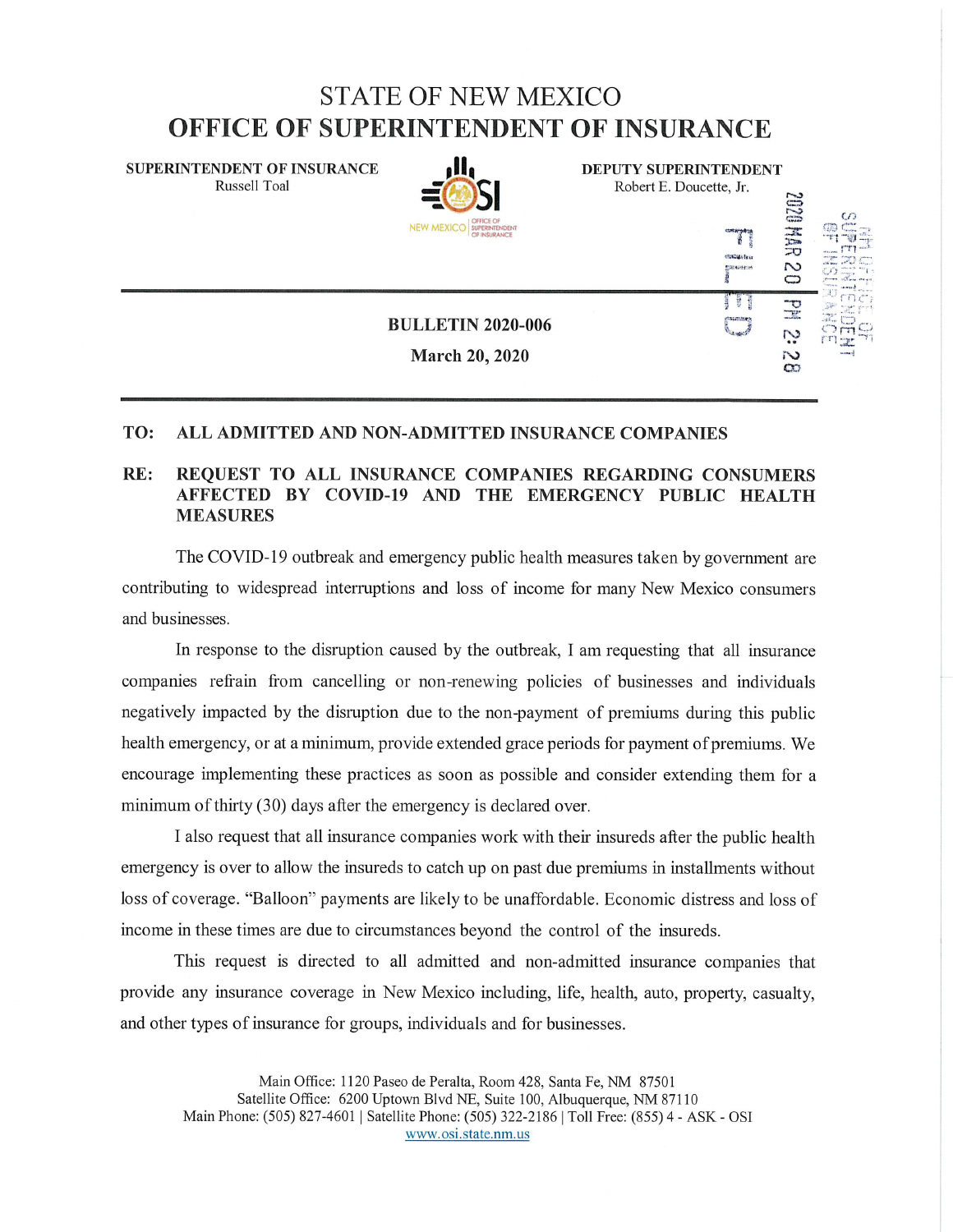# STATE OF NEW MEXICO
# OFFICE OF SUPERINTENDENT OF INSURANCE

**SUPERINTENDENT OF INSURANCE**
Russell Toal

**DEPUTY SUPERINTENDENT**
Robert E. Doucette, Jr.

FILED 2020 MAR 20 PM 2:28 NM OFFICE OF SUPERINTENDENT OF INSURANCE

**BULLETIN 2020-006**

**March 20, 2020**

**TO: ALL ADMITTED AND NON-ADMITTED INSURANCE COMPANIES**

**RE: REQUEST TO ALL INSURANCE COMPANIES REGARDING CONSUMERS AFFECTED BY COVID-19 AND THE EMERGENCY PUBLIC HEALTH MEASURES**

The COVID-19 outbreak and emergency public health measures taken by government are contributing to widespread interruptions and loss of income for many New Mexico consumers and businesses.

In response to the disruption caused by the outbreak, I am requesting that all insurance companies refrain from cancelling or non-renewing policies of businesses and individuals negatively impacted by the disruption due to the non-payment of premiums during this public health emergency, or at a minimum, provide extended grace periods for payment of premiums. We encourage implementing these practices as soon as possible and consider extending them for a minimum of thirty (30) days after the emergency is declared over.

I also request that all insurance companies work with their insureds after the public health emergency is over to allow the insureds to catch up on past due premiums in installments without loss of coverage. "Balloon" payments are likely to be unaffordable. Economic distress and loss of income in these times are due to circumstances beyond the control of the insureds.

This request is directed to all admitted and non-admitted insurance companies that provide any insurance coverage in New Mexico including, life, health, auto, property, casualty, and other types of insurance for groups, individuals and for businesses.

Main Office: 1120 Paseo de Peralta, Room 428, Santa Fe, NM 87501
Satellite Office: 6200 Uptown Blvd NE, Suite 100, Albuquerque, NM 87110
Main Phone: (505) 827-4601 | Satellite Phone: (505) 322-2186 | Toll Free: (855) 4 - ASK - OSI
www.osi.state.nm.us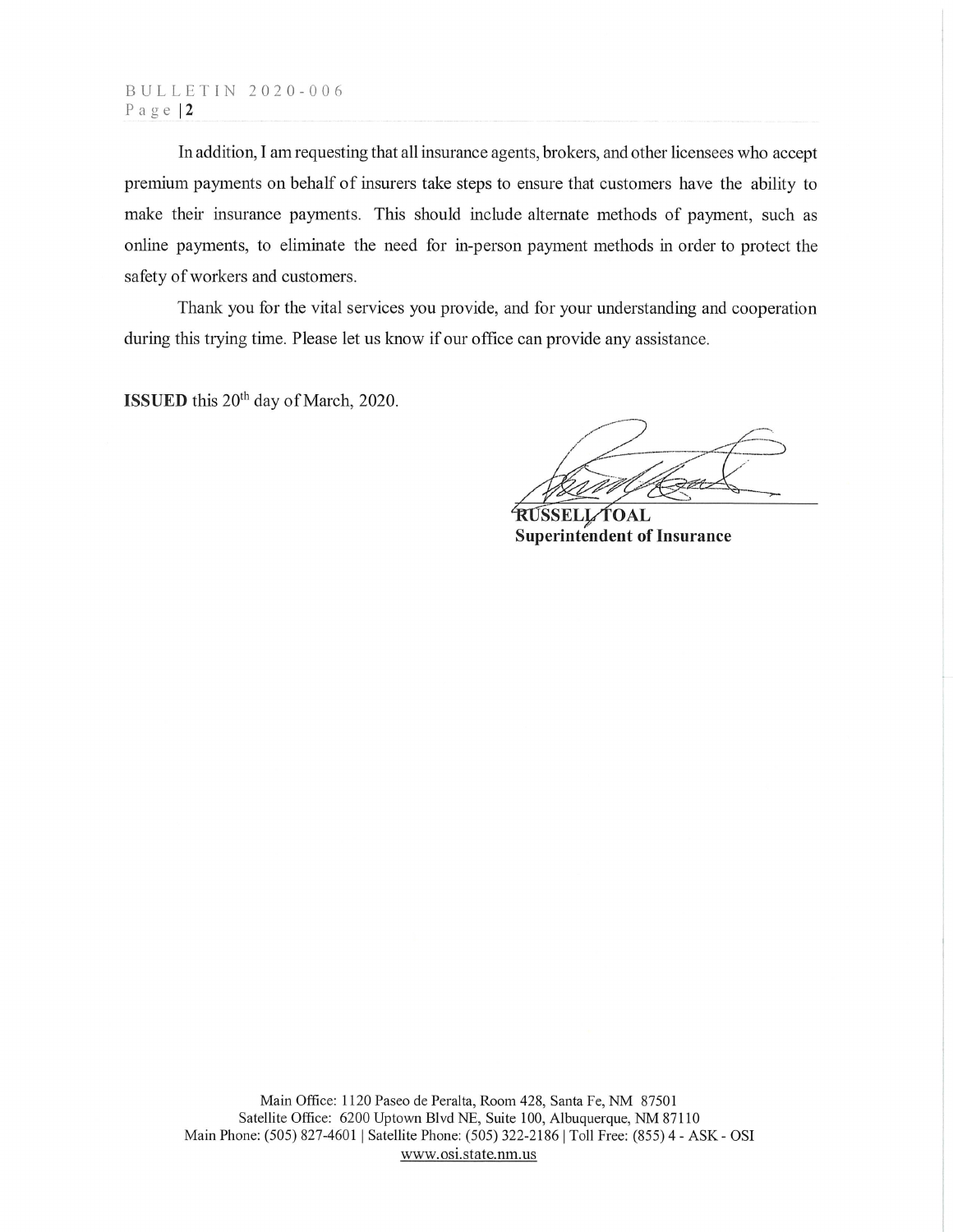In addition, I am requesting that all insurance agents, brokers, and other licensees who accept premium payments on behalf of insurers take steps to ensure that customers have the ability to make their insurance payments. This should include alternate methods of payment, such as online payments, to eliminate the need for in-person payment methods in order to protect the safety of workers and customers.

Thank you for the vital services you provide, and for your understanding and cooperation during this trying time. Please let us know if our office can provide any assistance.

**ISSUED** this 20th day of March, 2020.

**RUSSELL TOAL**
**Superintendent of Insurance**

Main Office: 1120 Paseo de Peralta, Room 428, Santa Fe, NM 87501
Satellite Office: 6200 Uptown Blvd NE, Suite 100, Albuquerque, NM 87110
Main Phone: (505) 827-4601 | Satellite Phone: (505) 322-2186 | Toll Free: (855) 4 - ASK - OSI
www.osi.state.nm.us